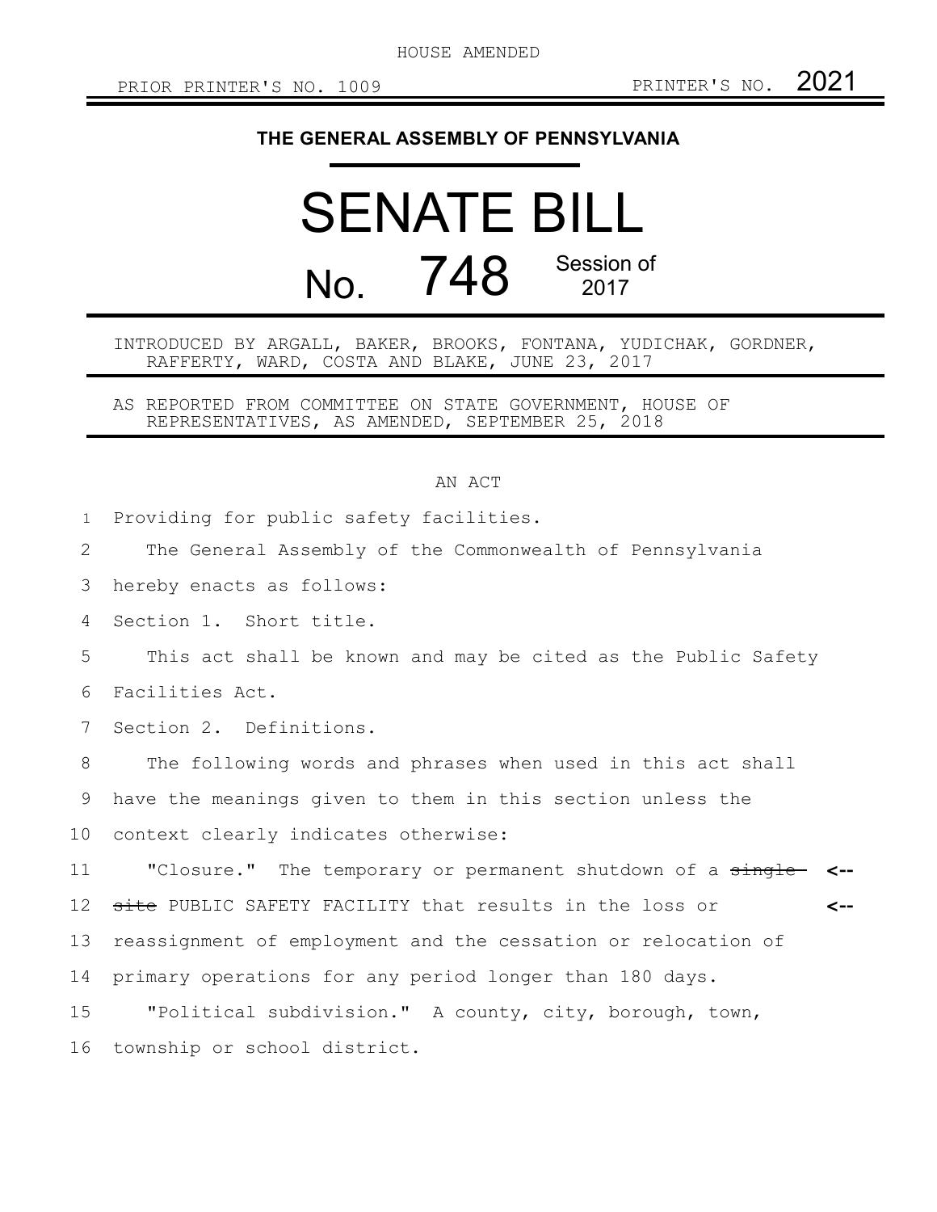HOUSE AMENDED

PRIOR PRINTER'S NO. 1009 PRINTER'S NO. 2021

# THE GENERAL ASSEMBLY OF PENNSYLVANIA

# SENATE BILL

## No. 748 Session of 2017

INTRODUCED BY ARGALL, BAKER, BROOKS, FONTANA, YUDICHAK, GORDNER, RAFFERTY, WARD, COSTA AND BLAKE, JUNE 23, 2017

AS REPORTED FROM COMMITTEE ON STATE GOVERNMENT, HOUSE OF REPRESENTATIVES, AS AMENDED, SEPTEMBER 25, 2018

AN ACT

Providing for public safety facilities.

The General Assembly of the Commonwealth of Pennsylvania hereby enacts as follows:

Section 1. Short title.

This act shall be known and may be cited as the Public Safety Facilities Act.

Section 2. Definitions.

The following words and phrases when used in this act shall have the meanings given to them in this section unless the context clearly indicates otherwise:

"Closure." The temporary or permanent shutdown of a ~~single site~~ PUBLIC SAFETY FACILITY that results in the loss or reassignment of employment and the cessation or relocation of primary operations for any period longer than 180 days.

"Political subdivision." A county, city, borough, town, township or school district.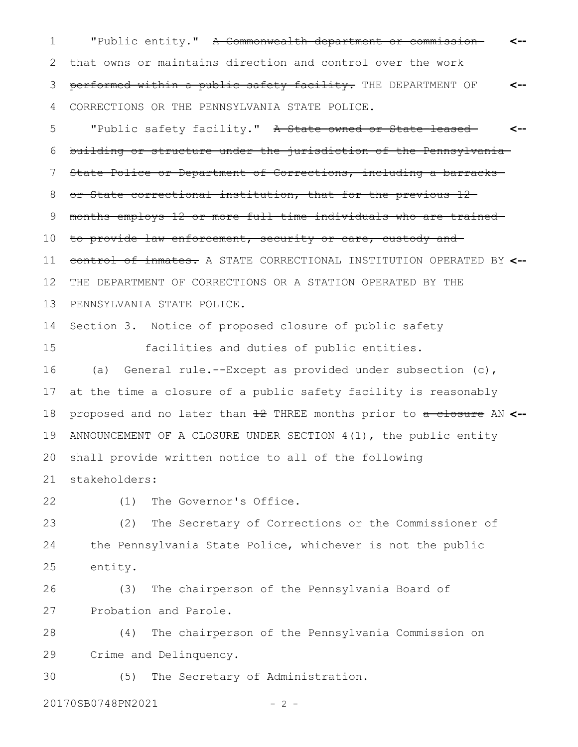"Public entity." ~~A Commonwealth department or commission that owns or maintains direction and control over the work performed within a public safety facility.~~ THE DEPARTMENT OF CORRECTIONS OR THE PENNSYLVANIA STATE POLICE.

"Public safety facility." ~~A State-owned or State-leased building or structure under the jurisdiction of the Pennsylvania State Police or Department of Corrections, including a barracks or State correctional institution, that for the previous 12 months employs 12 or more full-time individuals who are trained to provide law enforcement, security or care, custody and control of inmates.~~ A STATE CORRECTIONAL INSTITUTION OPERATED BY THE DEPARTMENT OF CORRECTIONS OR A STATION OPERATED BY THE PENNSYLVANIA STATE POLICE.

Section 3. Notice of proposed closure of public safety facilities and duties of public entities.

(a) General rule.--Except as provided under subsection (c), at the time a closure of a public safety facility is reasonably proposed and no later than ~~12~~ THREE months prior to ~~a closure~~ AN ANNOUNCEMENT OF A CLOSURE UNDER SECTION 4(1), the public entity shall provide written notice to all of the following stakeholders:

(1) The Governor's Office.

(2) The Secretary of Corrections or the Commissioner of the Pennsylvania State Police, whichever is not the public entity.

(3) The chairperson of the Pennsylvania Board of Probation and Parole.

(4) The chairperson of the Pennsylvania Commission on Crime and Delinquency.

(5) The Secretary of Administration.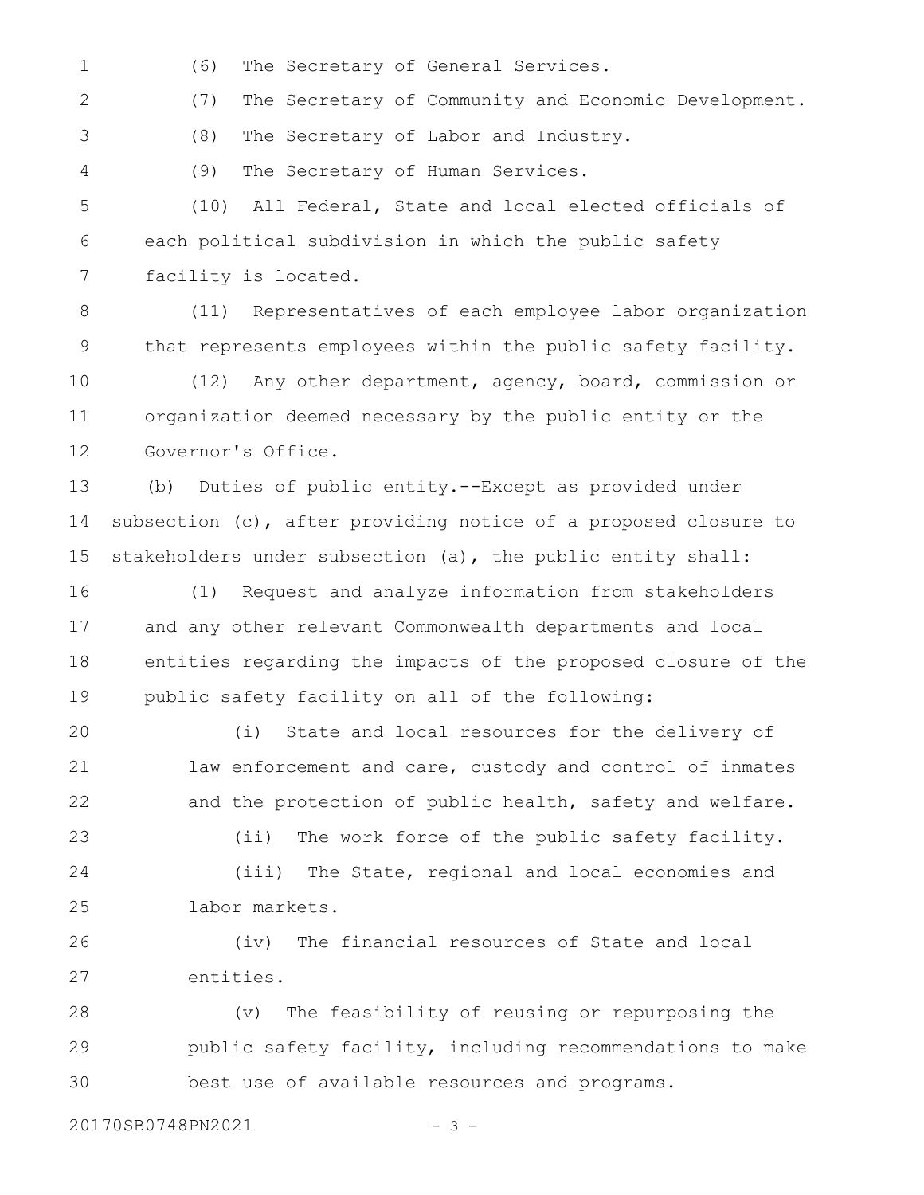(6) The Secretary of General Services.

(7) The Secretary of Community and Economic Development.

(8) The Secretary of Labor and Industry.

(9) The Secretary of Human Services.

(10) All Federal, State and local elected officials of each political subdivision in which the public safety facility is located.

(11) Representatives of each employee labor organization that represents employees within the public safety facility.

(12) Any other department, agency, board, commission or organization deemed necessary by the public entity or the Governor's Office.

(b) Duties of public entity.--Except as provided under subsection (c), after providing notice of a proposed closure to stakeholders under subsection (a), the public entity shall:

(1) Request and analyze information from stakeholders and any other relevant Commonwealth departments and local entities regarding the impacts of the proposed closure of the public safety facility on all of the following:

(i) State and local resources for the delivery of law enforcement and care, custody and control of inmates and the protection of public health, safety and welfare.

(ii) The work force of the public safety facility.

(iii) The State, regional and local economies and labor markets.

(iv) The financial resources of State and local entities.

(v) The feasibility of reusing or repurposing the public safety facility, including recommendations to make best use of available resources and programs.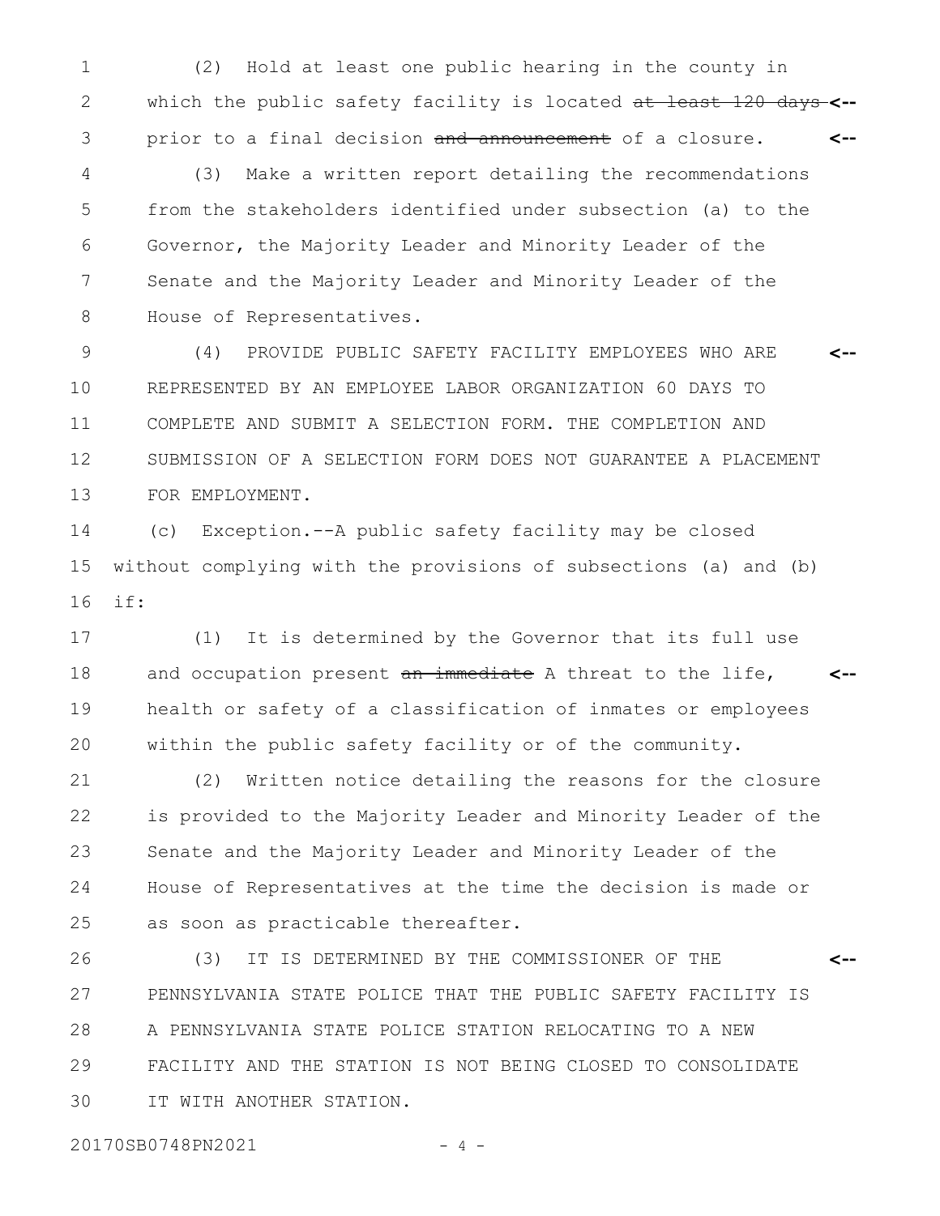(2) Hold at least one public hearing in the county in which the public safety facility is located ~~at least 120 days~~ prior to a final decision ~~and announcement~~ of a closure.

(3) Make a written report detailing the recommendations from the stakeholders identified under subsection (a) to the Governor, the Majority Leader and Minority Leader of the Senate and the Majority Leader and Minority Leader of the House of Representatives.

(4) PROVIDE PUBLIC SAFETY FACILITY EMPLOYEES WHO ARE REPRESENTED BY AN EMPLOYEE LABOR ORGANIZATION 60 DAYS TO COMPLETE AND SUBMIT A SELECTION FORM. THE COMPLETION AND SUBMISSION OF A SELECTION FORM DOES NOT GUARANTEE A PLACEMENT FOR EMPLOYMENT.

(c) Exception.--A public safety facility may be closed without complying with the provisions of subsections (a) and (b) if:

(1) It is determined by the Governor that its full use and occupation present ~~an immediate~~ A threat to the life, health or safety of a classification of inmates or employees within the public safety facility or of the community.

(2) Written notice detailing the reasons for the closure is provided to the Majority Leader and Minority Leader of the Senate and the Majority Leader and Minority Leader of the House of Representatives at the time the decision is made or as soon as practicable thereafter.

(3) IT IS DETERMINED BY THE COMMISSIONER OF THE PENNSYLVANIA STATE POLICE THAT THE PUBLIC SAFETY FACILITY IS A PENNSYLVANIA STATE POLICE STATION RELOCATING TO A NEW FACILITY AND THE STATION IS NOT BEING CLOSED TO CONSOLIDATE IT WITH ANOTHER STATION.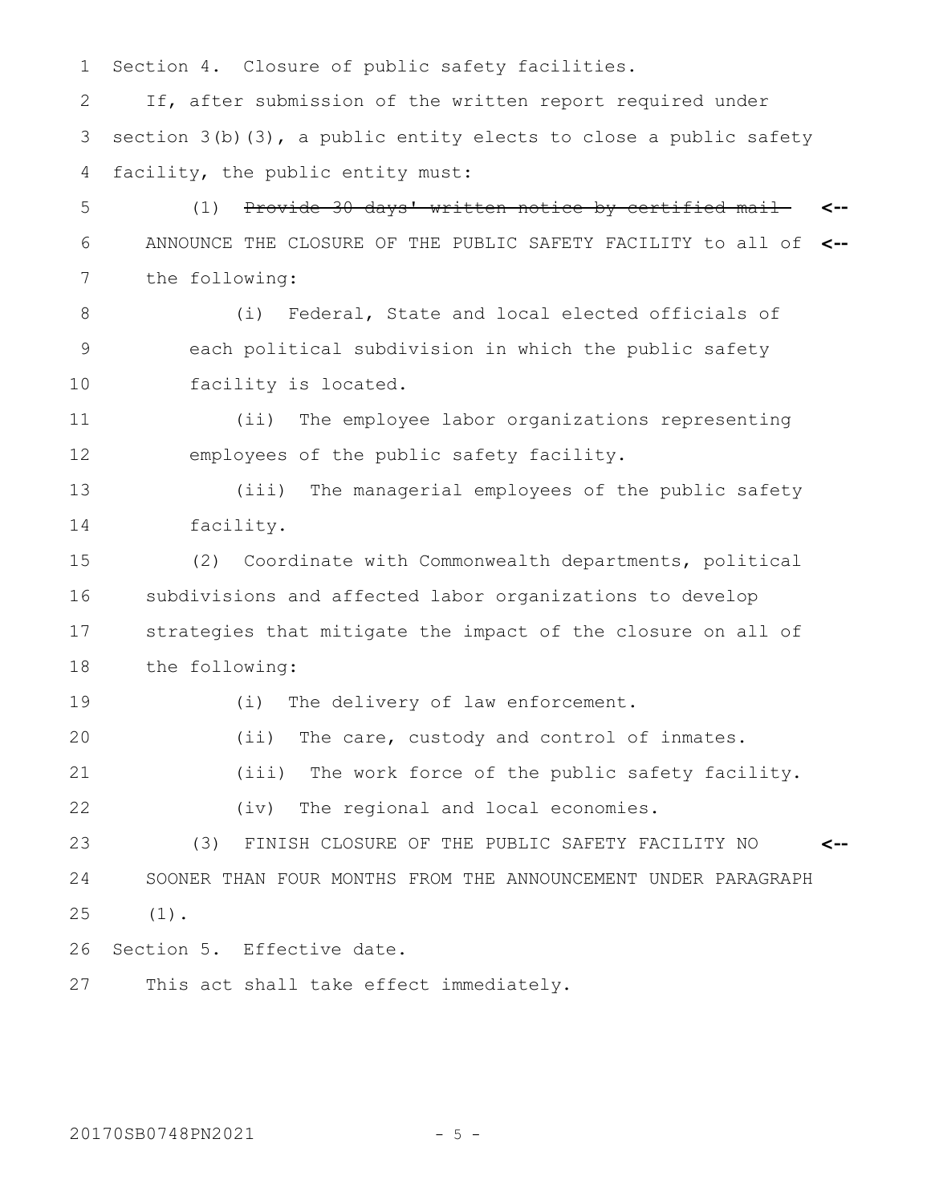Section 4. Closure of public safety facilities.

If, after submission of the written report required under section 3(b)(3), a public entity elects to close a public safety facility, the public entity must:

(1) ~~Provide 30 days' written notice by certified mail~~ ANNOUNCE THE CLOSURE OF THE PUBLIC SAFETY FACILITY to all of the following:

(i) Federal, State and local elected officials of each political subdivision in which the public safety facility is located.

(ii) The employee labor organizations representing employees of the public safety facility.

(iii) The managerial employees of the public safety facility.

(2) Coordinate with Commonwealth departments, political subdivisions and affected labor organizations to develop strategies that mitigate the impact of the closure on all of the following:

(i) The delivery of law enforcement.

(ii) The care, custody and control of inmates.

(iii) The work force of the public safety facility.

(iv) The regional and local economies.

(3) FINISH CLOSURE OF THE PUBLIC SAFETY FACILITY NO SOONER THAN FOUR MONTHS FROM THE ANNOUNCEMENT UNDER PARAGRAPH (1).

Section 5. Effective date.

This act shall take effect immediately.